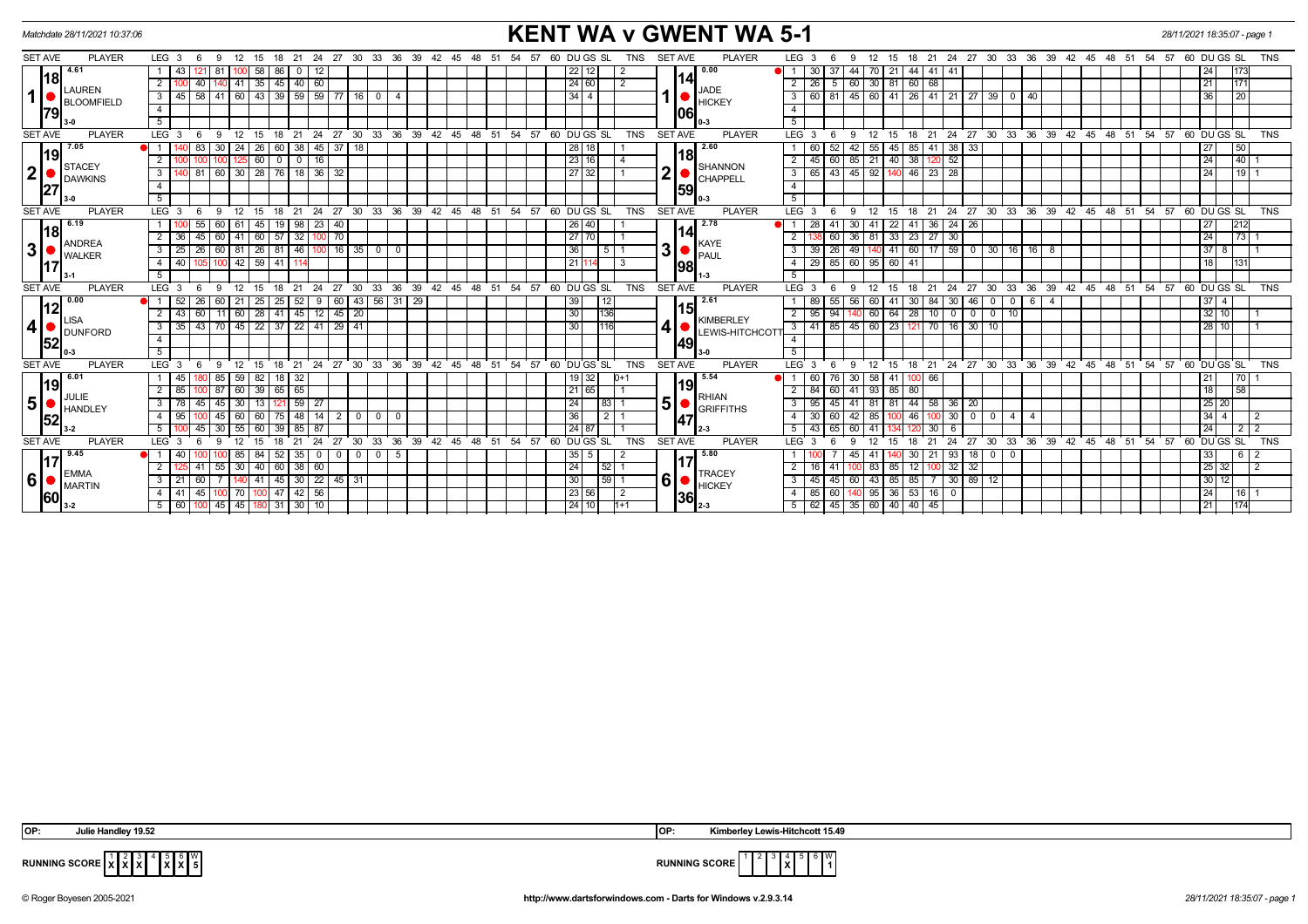Matchdate 28/11/2021 10:37:06

# KENT WA v GWENT WA 5-1

28/11/2021 18:35:07 - page 1

| SET AVE | PLAYER | LEG | 3 | 6 | 9 | 12 | 15 | 18 | 21 | 24 | 27 | 30 | 33 | 36 | 39 | DU | GS | SL | TNS | SET AVE | PLAYER | LEG | 3 | 6 | 9 | 12 | 15 | 18 | 21 | 24 | 27 | 30 | 33 | 36 | 39 | DU | GS | SL | TNS |
|---|---|---|---|---|---|---|---|---|---|---|---|---|---|---|---|---|---|---|---|---|---|---|---|---|---|---|---|---|---|---|---|---|---|---|---|---|---|---|---|
| 4.61 / 18 / 79 | 1 LAUREN BLOOMFIELD 3-0 | 1 | 43 | 121 | 81 | 100 | 58 | 86 | 0 | 12 | | | | | | 22 | 12 | | 2 | 0.00 / 14 / 06 | 1 JADE HICKEY 0-3 | 1 | 30 | 37 | 44 | 70 | 21 | 44 | 41 | 41 | | | | | | 24 | | 173 | |
| | | 2 | 100 | 40 | 140 | 41 | 35 | 45 | 40 | 60 | | | | | | 24 | 60 | | 2 | | | 2 | 26 | 5 | 60 | 30 | 81 | 60 | 68 | | | | | | | 21 | | 171 | |
| | | 3 | 45 | 58 | 41 | 60 | 43 | 39 | 59 | 59 | 77 | 16 | 0 | 4 | | 34 | 4 | | | | | 3 | 60 | 81 | 45 | 60 | 41 | 26 | 41 | 21 | 27 | 39 | 0 | 40 | | 36 | | 20 | |
| 7.05 / 19 / 27 | 2 STACEY DAWKINS 3-0 | 1 | 140 | 83 | 30 | 24 | 26 | 60 | 38 | 45 | 37 | 18 | | | | 28 | 18 | | 1 | 2.60 / 18 / 59 | 2 SHANNON CHAPPELL 0-3 | 1 | 60 | 52 | 42 | 55 | 45 | 85 | 41 | 38 | 33 | | | | | 27 | | 50 | |
| | | 2 | 100 | 100 | 100 | 125 | 60 | 0 | 0 | 16 | | | | | | 23 | 16 | | 4 | | | 2 | 45 | 60 | 85 | 21 | 40 | 38 | 120 | 52 | | | | | | 24 | | 40 | 1 |
| | | 3 | 140 | 81 | 60 | 30 | 28 | 76 | 18 | 36 | 32 | | | | | 27 | 32 | | 1 | | | 3 | 65 | 43 | 45 | 92 | 140 | 46 | 23 | 28 | | | | | | 24 | | 19 | 1 |
| 6.19 / 18 / 17 | 3 ANDREA WALKER 3-1 | 1 | 100 | 55 | 60 | 61 | 45 | 19 | 98 | 23 | 40 | | | | | 26 | 40 | | 1 | 2.78 / 14 / 98 | 3 KAYE PAUL 1-3 | 1 | 28 | 41 | 30 | 41 | 22 | 41 | 36 | 24 | 26 | | | | | 27 | | 212 | |
| | | 2 | 36 | 45 | 60 | 41 | 60 | 57 | 32 | 100 | 70 | | | | | 27 | 70 | | 1 | | | 2 | 138 | 60 | 36 | 81 | 33 | 23 | 27 | 30 | | | | | | 24 | | 73 | 1 |
| | | 3 | 25 | 26 | 60 | 81 | 26 | 81 | 46 | 100 | 16 | 35 | 0 | 0 | | 36 | | 5 | 1 | | | 3 | 39 | 26 | 49 | 140 | 41 | 60 | 17 | 59 | 0 | 30 | 16 | 16 | 8 | 37 | 8 | | 1 |
| | | 4 | 40 | 105 | 100 | 42 | 59 | 41 | 114 | | | | | | | 21 | 114 | | 3 | | | 4 | 29 | 85 | 60 | 95 | 60 | 41 | | | | | | | | 18 | | 131 | |
| 0.00 / 12 / 52 | 4 LISA DUNFORD 0-3 | 1 | 52 | 26 | 60 | 21 | 25 | 25 | 52 | 9 | 60 | 43 | 56 | 31 | 29 | 39 | | 12 | | 2.61 / 15 / 49 | 4 KIMBERLEY LEWIS-HITCHCOTT 3-0 | 1 | 89 | 55 | 56 | 60 | 41 | 30 | 84 | 30 | 46 | 0 | 0 | 6 | 4 | 37 | 4 | | |
| | | 2 | 43 | 60 | 11 | 60 | 28 | 41 | 45 | 12 | 45 | 20 | | | | 30 | | 136 | | | | 2 | 95 | 94 | 140 | 60 | 64 | 28 | 10 | 0 | 0 | 0 | 10 | | | 32 | 10 | | 1 |
| | | 3 | 35 | 43 | 70 | 45 | 22 | 37 | 22 | 41 | 29 | 41 | | | | 30 | | 116 | | | | 3 | 41 | 85 | 45 | 60 | 23 | 121 | 70 | 16 | 30 | 10 | | | | 28 | 10 | | 1 |
| 6.01 / 19 / 52 | 5 JULIE HANDLEY 3-2 | 1 | 45 | 180 | 85 | 59 | 82 | 18 | 32 | | | | | | | 19 | 32 | | 0+1 | 5.54 / 19 / 47 | 5 RHIAN GRIFFITHS 2-3 | 1 | 60 | 76 | 30 | 58 | 41 | 100 | 66 | | | | | | | 21 | | 70 | 1 |
| | | 2 | 85 | 100 | 87 | 60 | 39 | 65 | 65 | | | | | | | 21 | 65 | | 1 | | | 2 | 84 | 60 | 41 | 93 | 85 | 80 | | | | | | | | 18 | | 58 | |
| | | 3 | 78 | 45 | 45 | 30 | 13 | 121 | 59 | 27 | | | | | | 24 | | 83 | 1 | | | 3 | 95 | 45 | 41 | 81 | 81 | 44 | 58 | 36 | 20 | | | | | 25 | 20 | | |
| | | 4 | 95 | 100 | 45 | 60 | 60 | 75 | 48 | 14 | 2 | 0 | 0 | 0 | | 36 | | 2 | 1 | | | 4 | 30 | 60 | 42 | 85 | 100 | 46 | 100 | 30 | 0 | 0 | 4 | 4 | | 34 | 4 | | 2 |
| | | 5 | 100 | 45 | 30 | 55 | 60 | 39 | 85 | 87 | | | | | | 24 | 87 | | 1 | | | 5 | 43 | 65 | 60 | 41 | 134 | 120 | 30 | 6 | | | | | | 24 | | 2 | 2 |
| 9.45 / 17 / 60 | 6 EMMA MARTIN 3-2 | 1 | 40 | 100 | 100 | 85 | 84 | 52 | 35 | 0 | 0 | 0 | 0 | 5 | | 35 | 5 | | 2 | 5.80 / 17 / 36 | 6 TRACEY HICKEY 2-3 | 1 | 100 | 7 | 45 | 41 | 140 | 30 | 21 | 93 | 18 | 0 | 0 | | | 33 | | 6 | 2 |
| | | 2 | 125 | 41 | 55 | 30 | 40 | 60 | 38 | 60 | | | | | | 24 | | 52 | 1 | | | 2 | 16 | 41 | 100 | 83 | 85 | 12 | 100 | 32 | 32 | | | | | 25 | 32 | | 2 |
| | | 3 | 21 | 60 | 7 | 140 | 41 | 45 | 30 | 22 | 45 | 31 | | | | 30 | | 59 | 1 | | | 3 | 45 | 45 | 60 | 43 | 85 | 85 | 7 | 30 | 89 | 12 | | | | 30 | 12 | | |
| | | 4 | 41 | 45 | 100 | 70 | 100 | 47 | 42 | 56 | | | | | | 23 | 56 | | 2 | | | 4 | 85 | 60 | 140 | 95 | 36 | 53 | 16 | 0 | | | | | | 24 | | 16 | 1 |
| | | 5 | 60 | 100 | 45 | 45 | 180 | 31 | 30 | 10 | | | | | | 24 | 10 | | 1+1 | | | 5 | 62 | 45 | 35 | 60 | 40 | 40 | 45 | | | | | | | 21 | | 174 | |

OP: Julie Handley 19.52

OP: Kimberley Lewis-Hitchcott 15.49

RUNNING SCORE (Kent WA): 1 X, 2 X, 3 X, 4 –, 5 X, 6 X, W 5

RUNNING SCORE (Gwent WA): 1 –, 2 –, 3 –, 4 X, 5 –, 6 –, W 1

© Roger Boyesen 2005-2021 http://www.dartsforwindows.com - Darts for Windows v.2.9.3.14 28/11/2021 18:35:07 - page 1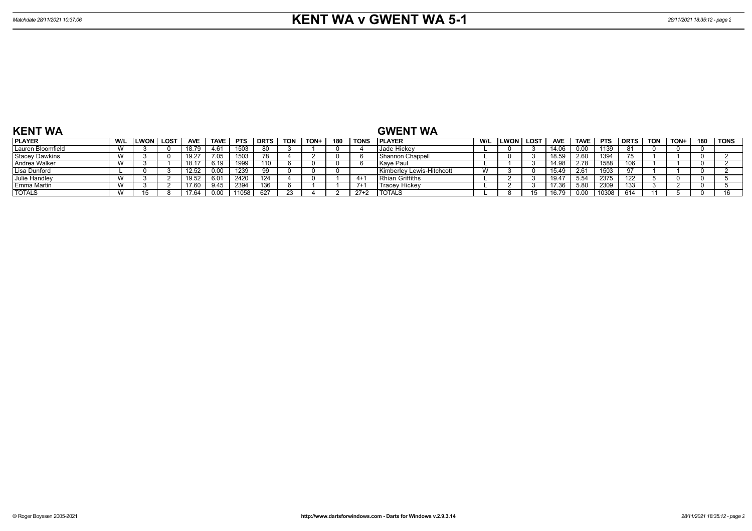# KENT WA v GWENT WA 5-1

Matchdate 28/11/2021 10:37:06

## KENT WA

| PLAYER | W/L | LWON | LOST | AVE | TAVE | PTS | DRTS | TON | TON+ | 180 | TONS |
|---|---|---|---|---|---|---|---|---|---|---|---|
| Lauren Bloomfield | W | 3 | 0 | 18.79 | 4.61 | 1503 | 80 | 3 | 1 | 0 | 4 |
| Stacey Dawkins | W | 3 | 0 | 19.27 | 7.05 | 1503 | 78 | 4 | 2 | 0 | 6 |
| Andrea Walker | W | 3 | 1 | 18.17 | 6.19 | 1999 | 110 | 6 | 0 | 0 | 6 |
| Lisa Dunford | L | 0 | 3 | 12.52 | 0.00 | 1239 | 99 | 0 | 0 | 0 | |
| Julie Handley | W | 3 | 2 | 19.52 | 6.01 | 2420 | 124 | 4 | 0 | 1 | 4+1 |
| Emma Martin | W | 3 | 2 | 17.60 | 9.45 | 2394 | 136 | 6 | 1 | 1 | 7+1 |
| TOTALS | W | 15 | 8 | 17.64 | 0.00 | 11058 | 627 | 23 | 4 | 2 | 27+2 |

## GWENT WA

| PLAYER | W/L | LWON | LOST | AVE | TAVE | PTS | DRTS | TON | TON+ | 180 | TONS |
|---|---|---|---|---|---|---|---|---|---|---|---|
| Jade Hickey | L | 0 | 3 | 14.06 | 0.00 | 1139 | 81 | 0 | 0 | 0 | |
| Shannon Chappell | L | 0 | 3 | 18.59 | 2.60 | 1394 | 75 | 1 | 1 | 0 | 2 |
| Kaye Paul | L | 1 | 3 | 14.98 | 2.78 | 1588 | 106 | 1 | 1 | 0 | 2 |
| Kimberley Lewis-Hitchcott | W | 3 | 0 | 15.49 | 2.61 | 1503 | 97 | 1 | 1 | 0 | 2 |
| Rhian Griffiths | L | 2 | 3 | 19.47 | 5.54 | 2375 | 122 | 5 | 0 | 0 | 5 |
| Tracey Hickey | L | 2 | 3 | 17.36 | 5.80 | 2309 | 133 | 3 | 2 | 0 | 5 |
| TOTALS | L | 8 | 15 | 16.79 | 0.00 | 10308 | 614 | 11 | 5 | 0 | 16 |

© Roger Boyesen 2005-2021 http://www.dartsforwindows.com - Darts for Windows v.2.9.3.14 28/11/2021 18:35:12